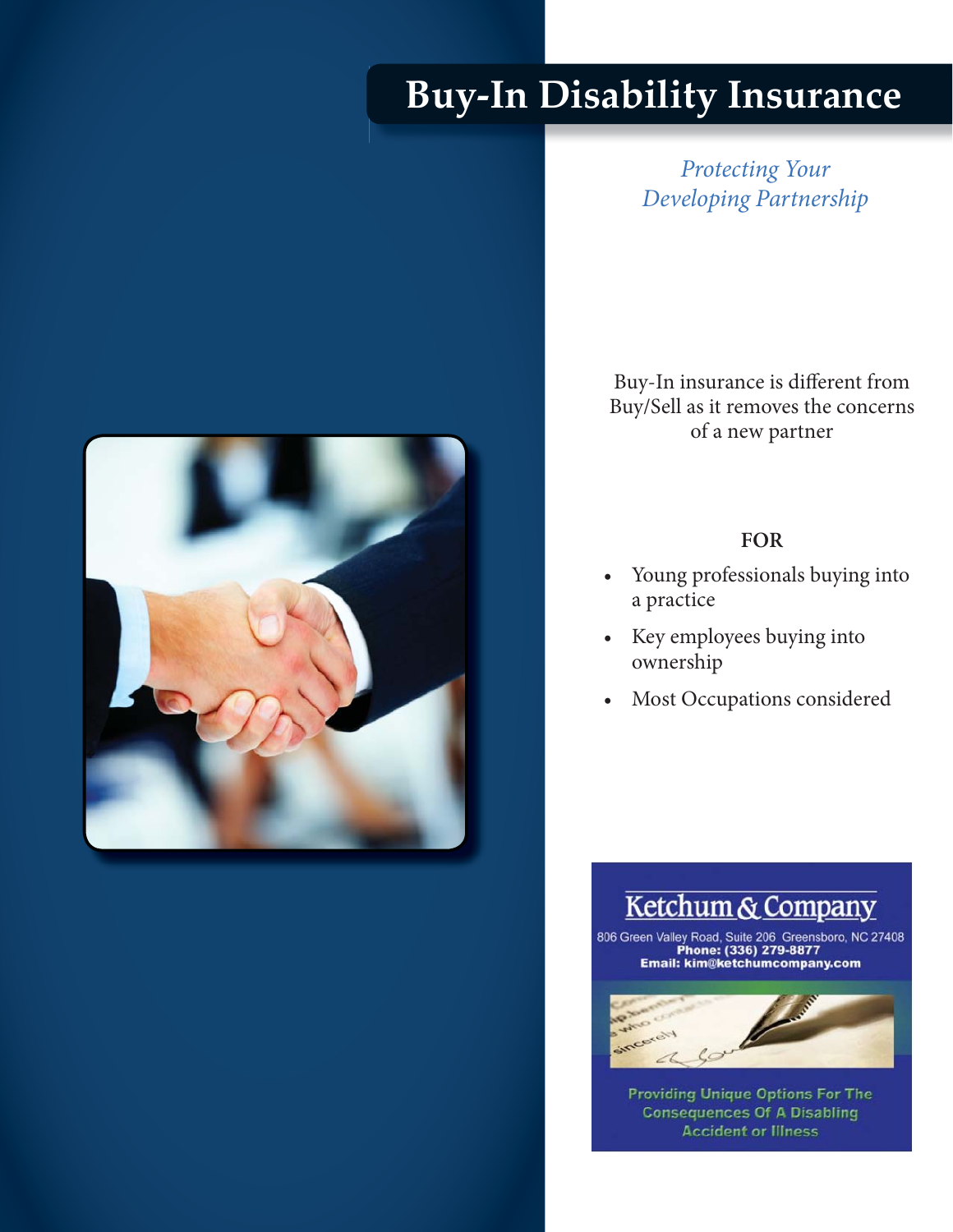# Buy-In Disability Insurance

*Protecting Your Developing Partnership*

Buy-In insurance is different from Buy/Sell as it removes the concerns of a new partner

**FOR**

- Young professionals buying into a practice
- Key employees buying into ownership
- Most Occupations considered

Ketchum & Company

806 Green Valley Road, Suite 206 Greensboro, NC 27408
**Phone: (336) 279-8877**
**Email: kim@ketchumcompany.com**

Providing Unique Options For The Consequences Of A Disabling Accident or Illness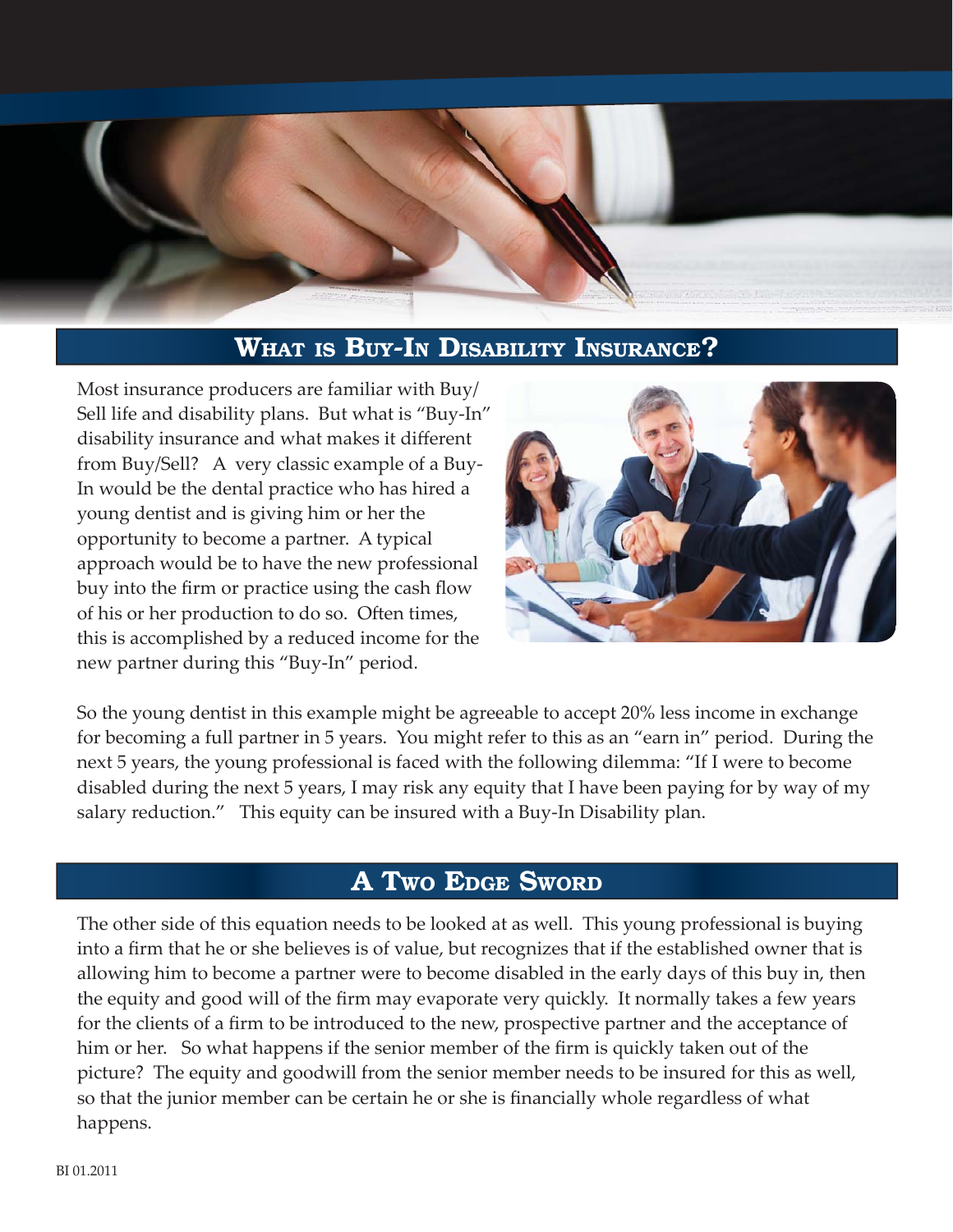## What is Buy-In Disability Insurance?

Most insurance producers are familiar with Buy/Sell life and disability plans. But what is "Buy-In" disability insurance and what makes it different from Buy/Sell? A very classic example of a Buy-In would be the dental practice who has hired a young dentist and is giving him or her the opportunity to become a partner. A typical approach would be to have the new professional buy into the firm or practice using the cash flow of his or her production to do so. Often times, this is accomplished by a reduced income for the new partner during this "Buy-In" period.

So the young dentist in this example might be agreeable to accept 20% less income in exchange for becoming a full partner in 5 years. You might refer to this as an "earn in" period. During the next 5 years, the young professional is faced with the following dilemma: "If I were to become disabled during the next 5 years, I may risk any equity that I have been paying for by way of my salary reduction." This equity can be insured with a Buy-In Disability plan.

## A Two Edge Sword

The other side of this equation needs to be looked at as well. This young professional is buying into a firm that he or she believes is of value, but recognizes that if the established owner that is allowing him to become a partner were to become disabled in the early days of this buy in, then the equity and good will of the firm may evaporate very quickly. It normally takes a few years for the clients of a firm to be introduced to the new, prospective partner and the acceptance of him or her. So what happens if the senior member of the firm is quickly taken out of the picture? The equity and goodwill from the senior member needs to be insured for this as well, so that the junior member can be certain he or she is financially whole regardless of what happens.

BI 01.2011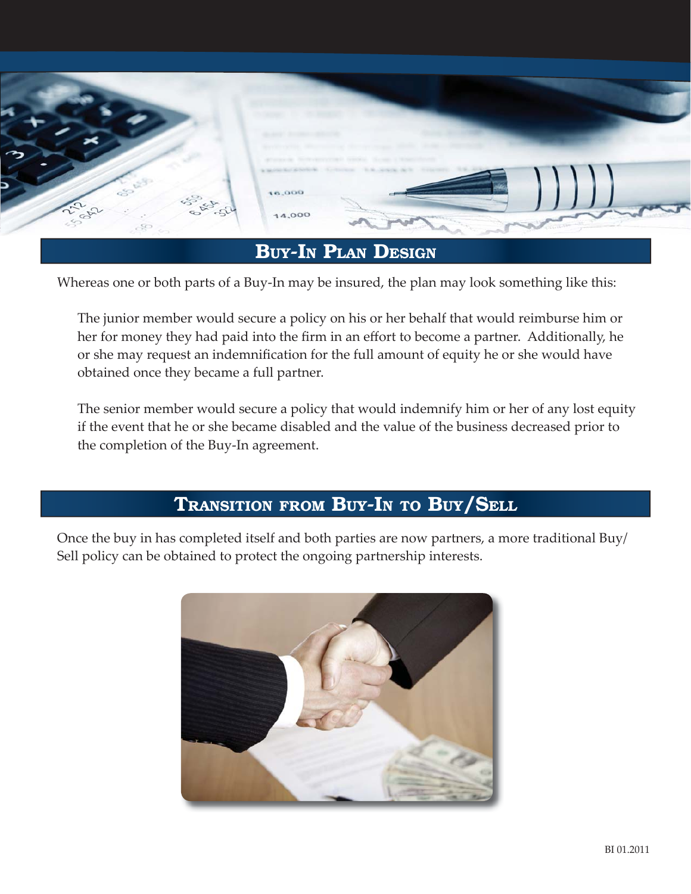## Buy-In Plan Design

Whereas one or both parts of a Buy-In may be insured, the plan may look something like this:

The junior member would secure a policy on his or her behalf that would reimburse him or her for money they had paid into the firm in an effort to become a partner. Additionally, he or she may request an indemnification for the full amount of equity he or she would have obtained once they became a full partner.

The senior member would secure a policy that would indemnify him or her of any lost equity if the event that he or she became disabled and the value of the business decreased prior to the completion of the Buy-In agreement.

## Transition from Buy-In to Buy/Sell

Once the buy in has completed itself and both parties are now partners, a more traditional Buy/Sell policy can be obtained to protect the ongoing partnership interests.

BI 01.2011